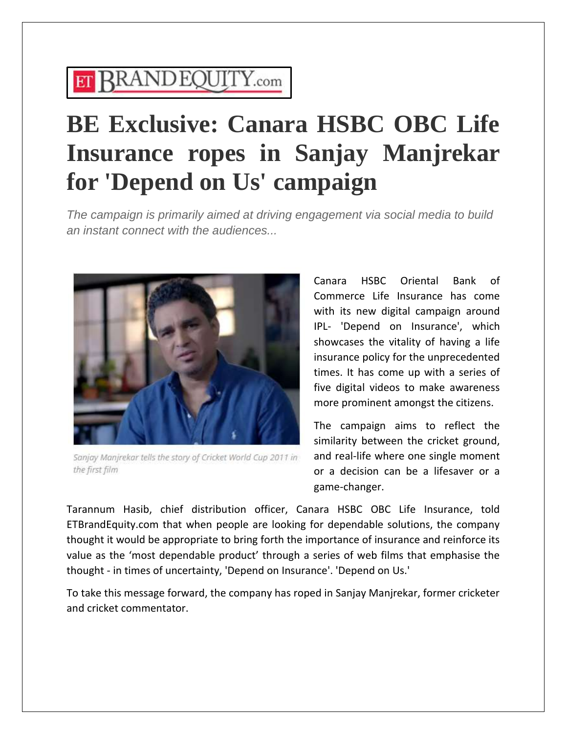ET BRANDEQUITY.com

# BE Exclusive: Canara HSBC OBC Life Insurance ropes in Sanjay Manjrekar for 'Depend on Us' campaign

*The campaign is primarily aimed at driving engagement via social media to build an instant connect with the audiences...*

Sanjay Manjrekar tells the story of Cricket World Cup 2011 in the first film

Canara HSBC Oriental Bank of Commerce Life Insurance has come with its new digital campaign around IPL- 'Depend on Insurance', which showcases the vitality of having a life insurance policy for the unprecedented times. It has come up with a series of five digital videos to make awareness more prominent amongst the citizens.

The campaign aims to reflect the similarity between the cricket ground, and real-life where one single moment or a decision can be a lifesaver or a game-changer.

Tarannum Hasib, chief distribution officer, Canara HSBC OBC Life Insurance, told ETBrandEquity.com that when people are looking for dependable solutions, the company thought it would be appropriate to bring forth the importance of insurance and reinforce its value as the 'most dependable product' through a series of web films that emphasise the thought - in times of uncertainty, 'Depend on Insurance'. 'Depend on Us.'

To take this message forward, the company has roped in Sanjay Manjrekar, former cricketer and cricket commentator.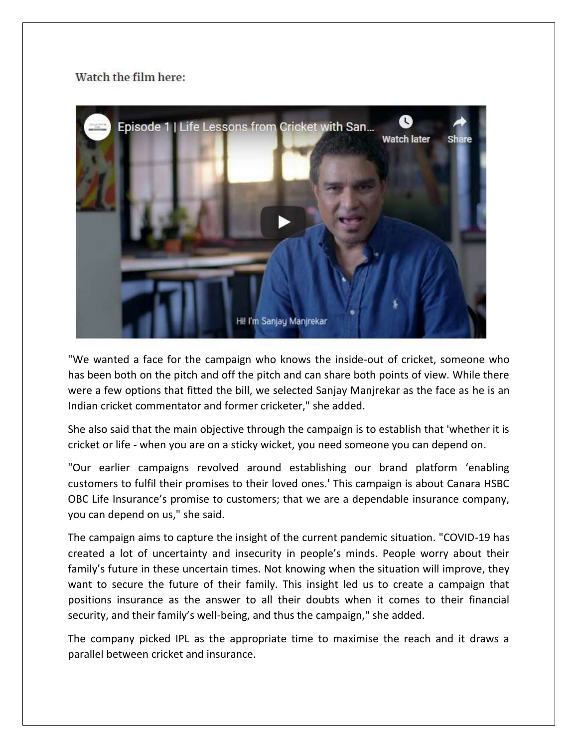**Watch the film here:**

"We wanted a face for the campaign who knows the inside-out of cricket, someone who has been both on the pitch and off the pitch and can share both points of view. While there were a few options that fitted the bill, we selected Sanjay Manjrekar as the face as he is an Indian cricket commentator and former cricketer," she added.

She also said that the main objective through the campaign is to establish that 'whether it is cricket or life - when you are on a sticky wicket, you need someone you can depend on.

"Our earlier campaigns revolved around establishing our brand platform 'enabling customers to fulfil their promises to their loved ones.' This campaign is about Canara HSBC OBC Life Insurance's promise to customers; that we are a dependable insurance company, you can depend on us," she said.

The campaign aims to capture the insight of the current pandemic situation. "COVID-19 has created a lot of uncertainty and insecurity in people's minds. People worry about their family's future in these uncertain times. Not knowing when the situation will improve, they want to secure the future of their family. This insight led us to create a campaign that positions insurance as the answer to all their doubts when it comes to their financial security, and their family's well-being, and thus the campaign," she added.

The company picked IPL as the appropriate time to maximise the reach and it draws a parallel between cricket and insurance.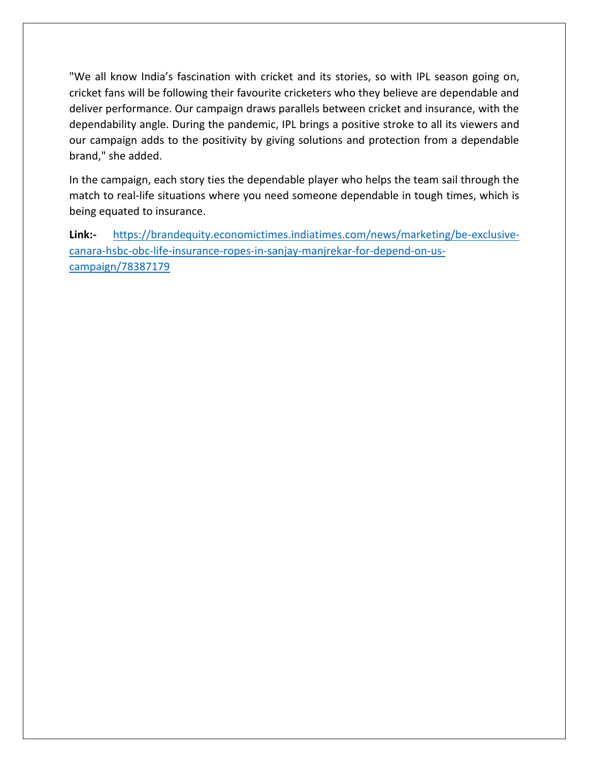"We all know India's fascination with cricket and its stories, so with IPL season going on, cricket fans will be following their favourite cricketers who they believe are dependable and deliver performance. Our campaign draws parallels between cricket and insurance, with the dependability angle. During the pandemic, IPL brings a positive stroke to all its viewers and our campaign adds to the positivity by giving solutions and protection from a dependable brand," she added.

In the campaign, each story ties the dependable player who helps the team sail through the match to real-life situations where you need someone dependable in tough times, which is being equated to insurance.

**Link:-** https://brandequity.economictimes.indiatimes.com/news/marketing/be-exclusive-canara-hsbc-obc-life-insurance-ropes-in-sanjay-manjrekar-for-depend-on-us-campaign/78387179